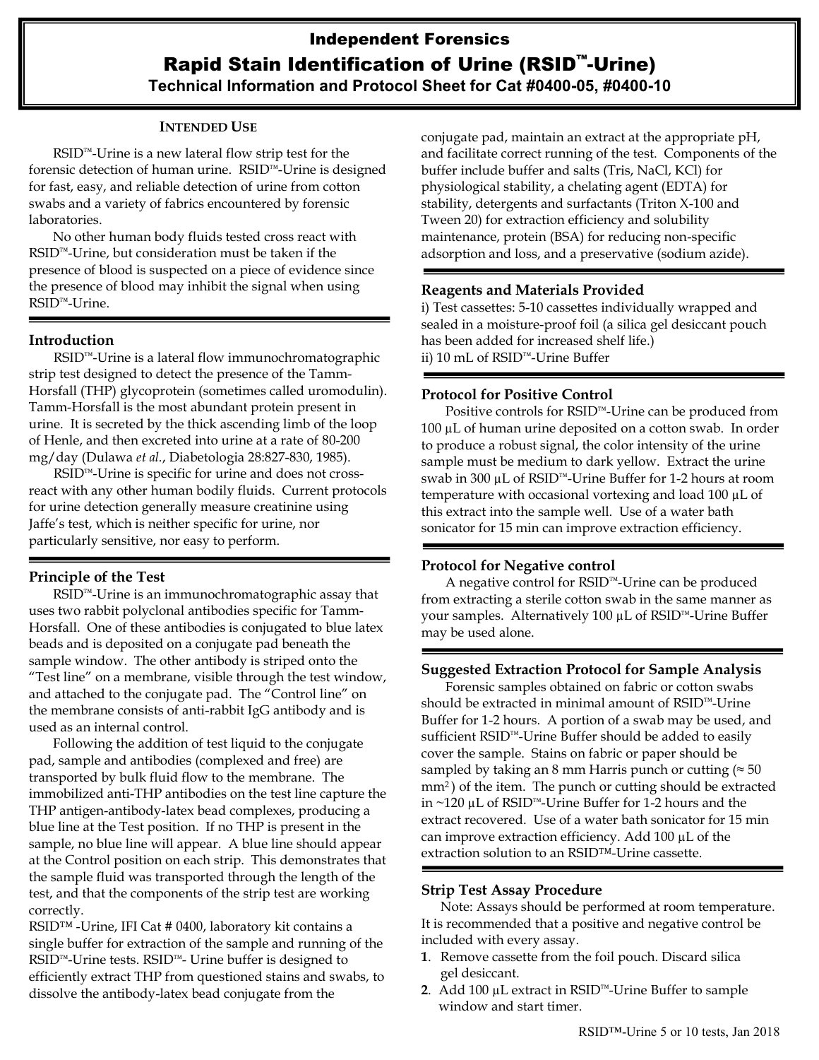# Independent Forensics

# Rapid Stain Identification of Urine (RSID™-Urine)

### Technical Information and Protocol Sheet for Cat #0400-05, #0400-10

#### INTENDED USE

RSID™-Urine is a new lateral flow strip test for the forensic detection of human urine. RSID™-Urine is designed for fast, easy, and reliable detection of urine from cotton swabs and a variety of fabrics encountered by forensic laboratories.

No other human body fluids tested cross react with RSID™-Urine, but consideration must be taken if the presence of blood is suspected on a piece of evidence since the presence of blood may inhibit the signal when using RSID™-Urine.

## Introduction

RSID™-Urine is a lateral flow immunochromatographic strip test designed to detect the presence of the Tamm-Horsfall (THP) glycoprotein (sometimes called uromodulin). Tamm-Horsfall is the most abundant protein present in urine. It is secreted by the thick ascending limb of the loop of Henle, and then excreted into urine at a rate of 80-200 mg/day (Dulawa *et al.*, Diabetologia 28:827-830, 1985).

RSID™-Urine is specific for urine and does not cross-react with any other human bodily fluids. Current protocols for urine detection generally measure creatinine using Jaffe's test, which is neither specific for urine, nor particularly sensitive, nor easy to perform.

## Principle of the Test

RSID™-Urine is an immunochromatographic assay that uses two rabbit polyclonal antibodies specific for Tamm-Horsfall. One of these antibodies is conjugated to blue latex beads and is deposited on a conjugate pad beneath the sample window. The other antibody is striped onto the "Test line" on a membrane, visible through the test window, and attached to the conjugate pad. The "Control line" on the membrane consists of anti-rabbit IgG antibody and is used as an internal control.

Following the addition of test liquid to the conjugate pad, sample and antibodies (complexed and free) are transported by bulk fluid flow to the membrane. The immobilized anti-THP antibodies on the test line capture the THP antigen-antibody-latex bead complexes, producing a blue line at the Test position. If no THP is present in the sample, no blue line will appear. A blue line should appear at the Control position on each strip. This demonstrates that the sample fluid was transported through the length of the test, and that the components of the strip test are working correctly.

RSID™ -Urine, IFI Cat # 0400, laboratory kit contains a single buffer for extraction of the sample and running of the RSID™-Urine tests. RSID™- Urine buffer is designed to efficiently extract THP from questioned stains and swabs, to dissolve the antibody-latex bead conjugate from the conjugate pad, maintain an extract at the appropriate pH, and facilitate correct running of the test. Components of the buffer include buffer and salts (Tris, NaCl, KCl) for physiological stability, a chelating agent (EDTA) for stability, detergents and surfactants (Triton X-100 and Tween 20) for extraction efficiency and solubility maintenance, protein (BSA) for reducing non-specific adsorption and loss, and a preservative (sodium azide).

## Reagents and Materials Provided

i) Test cassettes: 5-10 cassettes individually wrapped and sealed in a moisture-proof foil (a silica gel desiccant pouch has been added for increased shelf life.)
ii) 10 mL of RSID™-Urine Buffer

## Protocol for Positive Control

Positive controls for RSID™-Urine can be produced from 100 µL of human urine deposited on a cotton swab. In order to produce a robust signal, the color intensity of the urine sample must be medium to dark yellow. Extract the urine swab in 300 µL of RSID™-Urine Buffer for 1-2 hours at room temperature with occasional vortexing and load 100 µL of this extract into the sample well. Use of a water bath sonicator for 15 min can improve extraction efficiency.

## Protocol for Negative control

A negative control for RSID™-Urine can be produced from extracting a sterile cotton swab in the same manner as your samples. Alternatively 100 µL of RSID™-Urine Buffer may be used alone.

## Suggested Extraction Protocol for Sample Analysis

Forensic samples obtained on fabric or cotton swabs should be extracted in minimal amount of RSID™-Urine Buffer for 1-2 hours. A portion of a swab may be used, and sufficient RSID™-Urine Buffer should be added to easily cover the sample. Stains on fabric or paper should be sampled by taking an 8 mm Harris punch or cutting (≈ 50 mm$^2$) of the item. The punch or cutting should be extracted in ~120 µL of RSID™-Urine Buffer for 1-2 hours and the extract recovered. Use of a water bath sonicator for 15 min can improve extraction efficiency. Add 100 µL of the extraction solution to an RSID™-Urine cassette.

## Strip Test Assay Procedure

Note: Assays should be performed at room temperature. It is recommended that a positive and negative control be included with every assay.

1. Remove cassette from the foil pouch. Discard silica gel desiccant.
2. Add 100 µL extract in RSID™-Urine Buffer to sample window and start timer.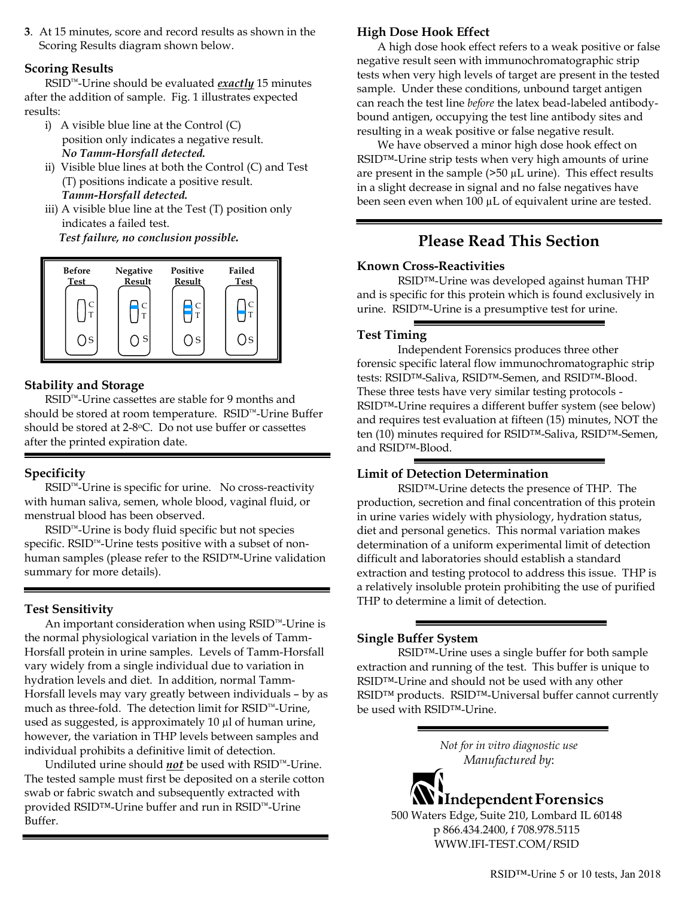**3**. At 15 minutes, score and record results as shown in the Scoring Results diagram shown below.

### Scoring Results

RSID™-Urine should be evaluated ***exactly*** 15 minutes after the addition of sample. Fig. 1 illustrates expected results:

i) A visible blue line at the Control (C) position only indicates a negative result. ***No Tamm-Horsfall detected.***

ii) Visible blue lines at both the Control (C) and Test (T) positions indicate a positive result. ***Tamm-Horsfall detected.***

iii) A visible blue line at the Test (T) position only indicates a failed test. ***Test failure, no conclusion possible.***

Before Test
Negative Result
Positive Result
Failed Test
C
T
S

### Stability and Storage

RSID™-Urine cassettes are stable for 9 months and should be stored at room temperature. RSID™-Urine Buffer should be stored at 2-8°C. Do not use buffer or cassettes after the printed expiration date.

### Specificity

RSID™-Urine is specific for urine. No cross-reactivity with human saliva, semen, whole blood, vaginal fluid, or menstrual blood has been observed.

RSID™-Urine is body fluid specific but not species specific. RSID™-Urine tests positive with a subset of non-human samples (please refer to the RSID™-Urine validation summary for more details).

### Test Sensitivity

An important consideration when using RSID™-Urine is the normal physiological variation in the levels of Tamm-Horsfall protein in urine samples. Levels of Tamm-Horsfall vary widely from a single individual due to variation in hydration levels and diet. In addition, normal Tamm-Horsfall levels may vary greatly between individuals – by as much as three-fold. The detection limit for RSID™-Urine, used as suggested, is approximately 10 µl of human urine, however, the variation in THP levels between samples and individual prohibits a definitive limit of detection.

Undiluted urine should ***not*** be used with RSID™-Urine. The tested sample must first be deposited on a sterile cotton swab or fabric swatch and subsequently extracted with provided RSID™-Urine buffer and run in RSID™-Urine Buffer.

### High Dose Hook Effect

A high dose hook effect refers to a weak positive or false negative result seen with immunochromatographic strip tests when very high levels of target are present in the tested sample. Under these conditions, unbound target antigen can reach the test line *before* the latex bead-labeled antibody-bound antigen, occupying the test line antibody sites and resulting in a weak positive or false negative result.

We have observed a minor high dose hook effect on RSID™-Urine strip tests when very high amounts of urine are present in the sample (>50 µL urine). This effect results in a slight decrease in signal and no false negatives have been seen even when 100 µL of equivalent urine are tested.

## Please Read This Section

### Known Cross-Reactivities

RSID™-Urine was developed against human THP and is specific for this protein which is found exclusively in urine. RSID™-Urine is a presumptive test for urine.

### Test Timing

Independent Forensics produces three other forensic specific lateral flow immunochromatographic strip tests: RSID™-Saliva, RSID™-Semen, and RSID™-Blood. These three tests have very similar testing protocols - RSID™-Urine requires a different buffer system (see below) and requires test evaluation at fifteen (15) minutes, NOT the ten (10) minutes required for RSID™-Saliva, RSID™-Semen, and RSID™-Blood.

### Limit of Detection Determination

RSID™-Urine detects the presence of THP. The production, secretion and final concentration of this protein in urine varies widely with physiology, hydration status, diet and personal genetics. This normal variation makes determination of a uniform experimental limit of detection difficult and laboratories should establish a standard extraction and testing protocol to address this issue. THP is a relatively insoluble protein prohibiting the use of purified THP to determine a limit of detection.

### Single Buffer System

RSID™-Urine uses a single buffer for both sample extraction and running of the test. This buffer is unique to RSID™-Urine and should not be used with any other RSID™ products. RSID™-Universal buffer cannot currently be used with RSID™-Urine.

*Not for in vitro diagnostic use*

*Manufactured by*:

**Independent Forensics**

500 Waters Edge, Suite 210, Lombard IL 60148
p 866.434.2400, f 708.978.5115
WWW.IFI-TEST.COM/RSID

RSID™-Urine 5 or 10 tests, Jan 2018